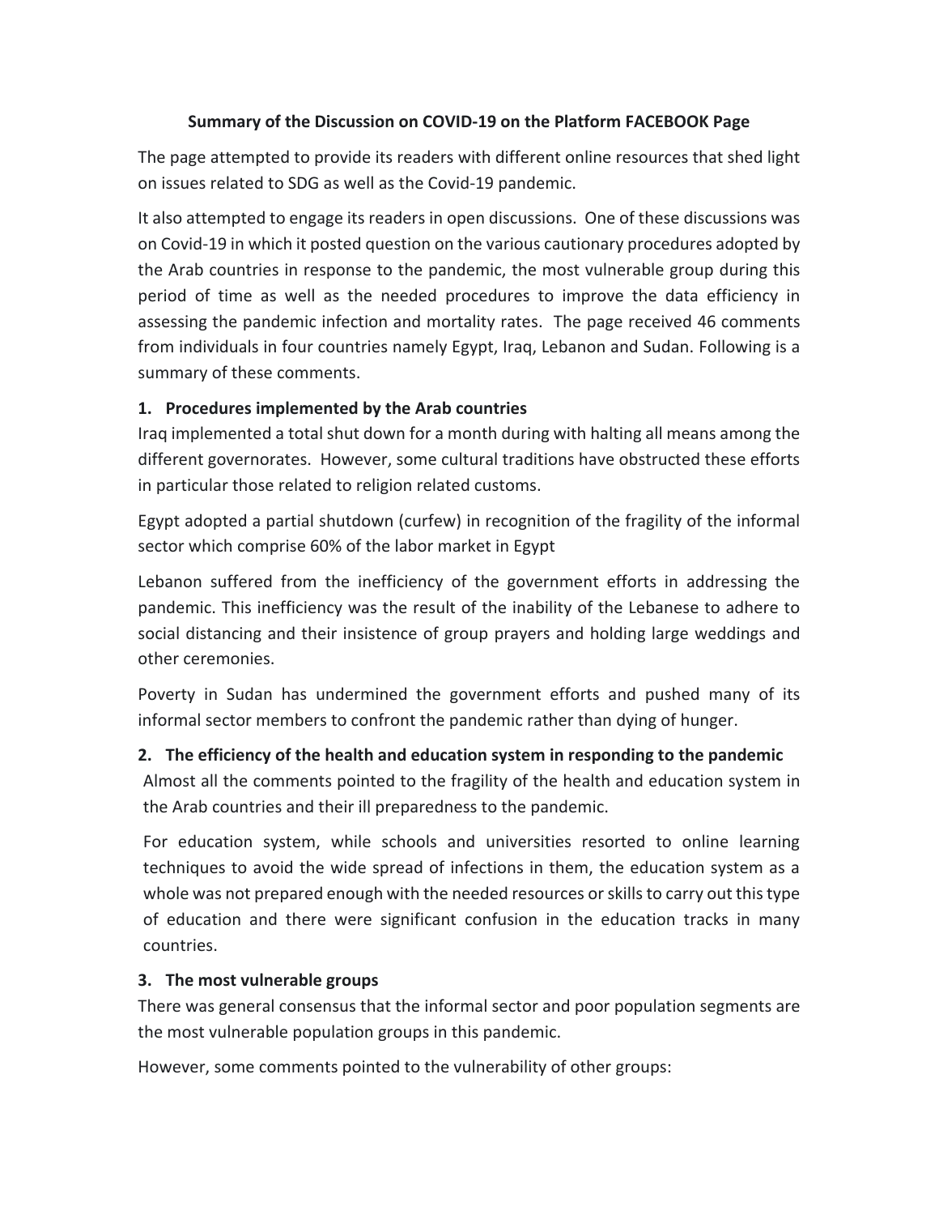**Summary of the Discussion on COVID-19 on the Platform FACEBOOK Page**

The page attempted to provide its readers with different online resources that shed light on issues related to SDG as well as the Covid-19 pandemic.

It also attempted to engage its readers in open discussions. One of these discussions was on Covid-19 in which it posted question on the various cautionary procedures adopted by the Arab countries in response to the pandemic, the most vulnerable group during this period of time as well as the needed procedures to improve the data efficiency in assessing the pandemic infection and mortality rates. The page received 46 comments from individuals in four countries namely Egypt, Iraq, Lebanon and Sudan. Following is a summary of these comments.

1. **Procedures implemented by the Arab countries**

Iraq implemented a total shut down for a month during with halting all means among the different governorates. However, some cultural traditions have obstructed these efforts in particular those related to religion related customs.

Egypt adopted a partial shutdown (curfew) in recognition of the fragility of the informal sector which comprise 60% of the labor market in Egypt

Lebanon suffered from the inefficiency of the government efforts in addressing the pandemic. This inefficiency was the result of the inability of the Lebanese to adhere to social distancing and their insistence of group prayers and holding large weddings and other ceremonies.

Poverty in Sudan has undermined the government efforts and pushed many of its informal sector members to confront the pandemic rather than dying of hunger.

2. **The efficiency of the health and education system in responding to the pandemic**

Almost all the comments pointed to the fragility of the health and education system in the Arab countries and their ill preparedness to the pandemic.

For education system, while schools and universities resorted to online learning techniques to avoid the wide spread of infections in them, the education system as a whole was not prepared enough with the needed resources or skills to carry out this type of education and there were significant confusion in the education tracks in many countries.

3. **The most vulnerable groups**

There was general consensus that the informal sector and poor population segments are the most vulnerable population groups in this pandemic.

However, some comments pointed to the vulnerability of other groups: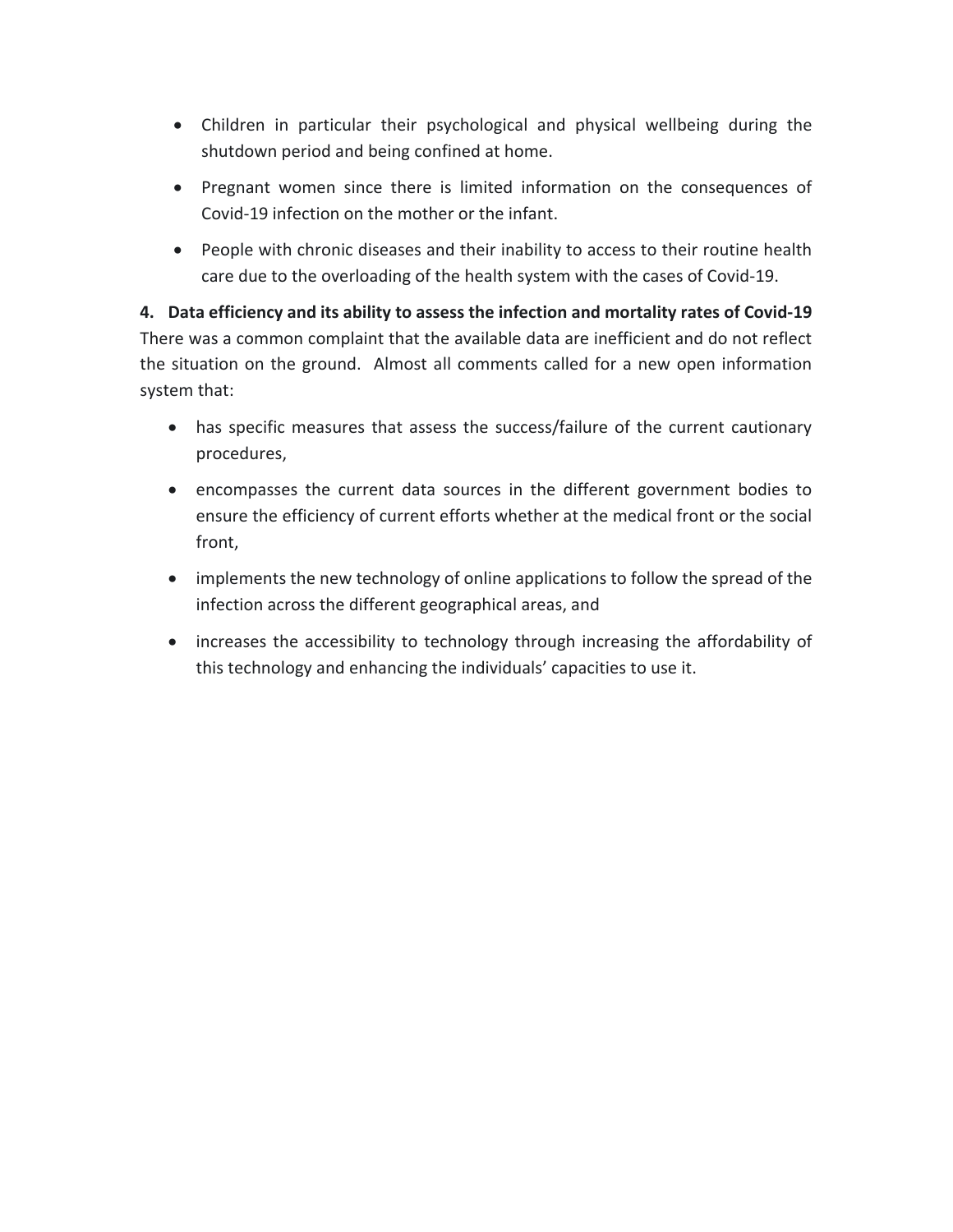- Children in particular their psychological and physical wellbeing during the shutdown period and being confined at home.
- Pregnant women since there is limited information on the consequences of Covid-19 infection on the mother or the infant.
- People with chronic diseases and their inability to access to their routine health care due to the overloading of the health system with the cases of Covid-19.

**4. Data efficiency and its ability to assess the infection and mortality rates of Covid-19**

There was a common complaint that the available data are inefficient and do not reflect the situation on the ground. Almost all comments called for a new open information system that:

- has specific measures that assess the success/failure of the current cautionary procedures,
- encompasses the current data sources in the different government bodies to ensure the efficiency of current efforts whether at the medical front or the social front,
- implements the new technology of online applications to follow the spread of the infection across the different geographical areas, and
- increases the accessibility to technology through increasing the affordability of this technology and enhancing the individuals' capacities to use it.